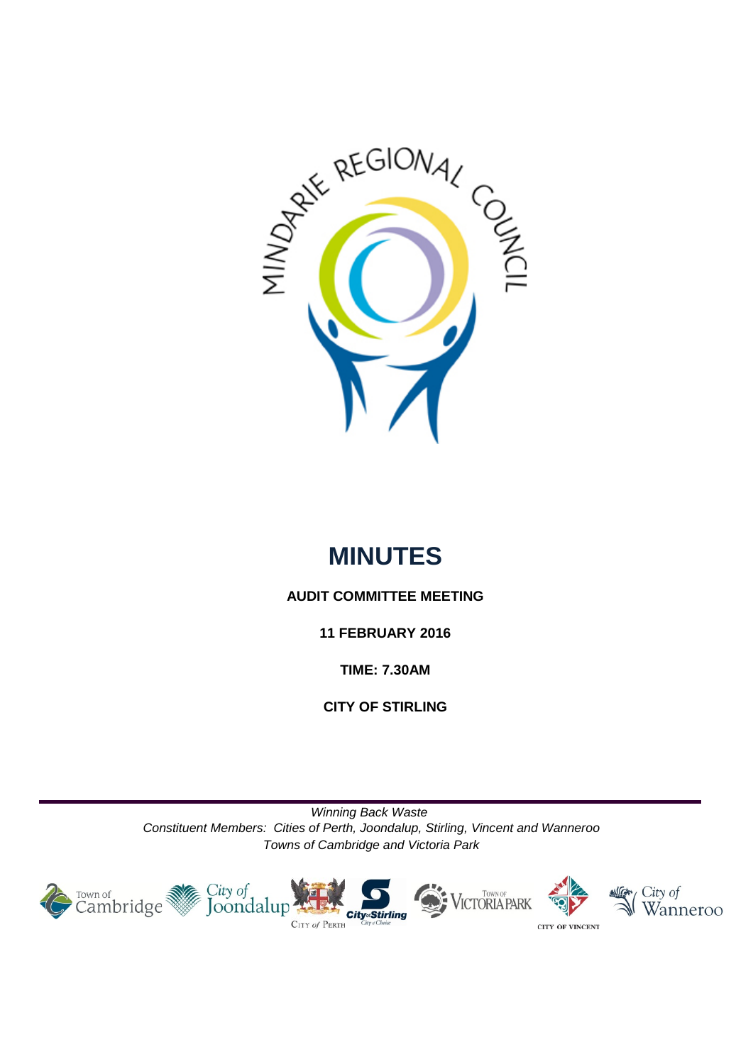# MINUTES

**AUDIT COMMITTEE MEETING**

**11 FEBRUARY 2016**

**TIME: 7.30AM**

**CITY OF STIRLING**

*Winning Back Waste*

*Constituent Members: Cities of Perth, Joondalup, Stirling, Vincent and Wanneroo*

*Towns of Cambridge and Victoria Park*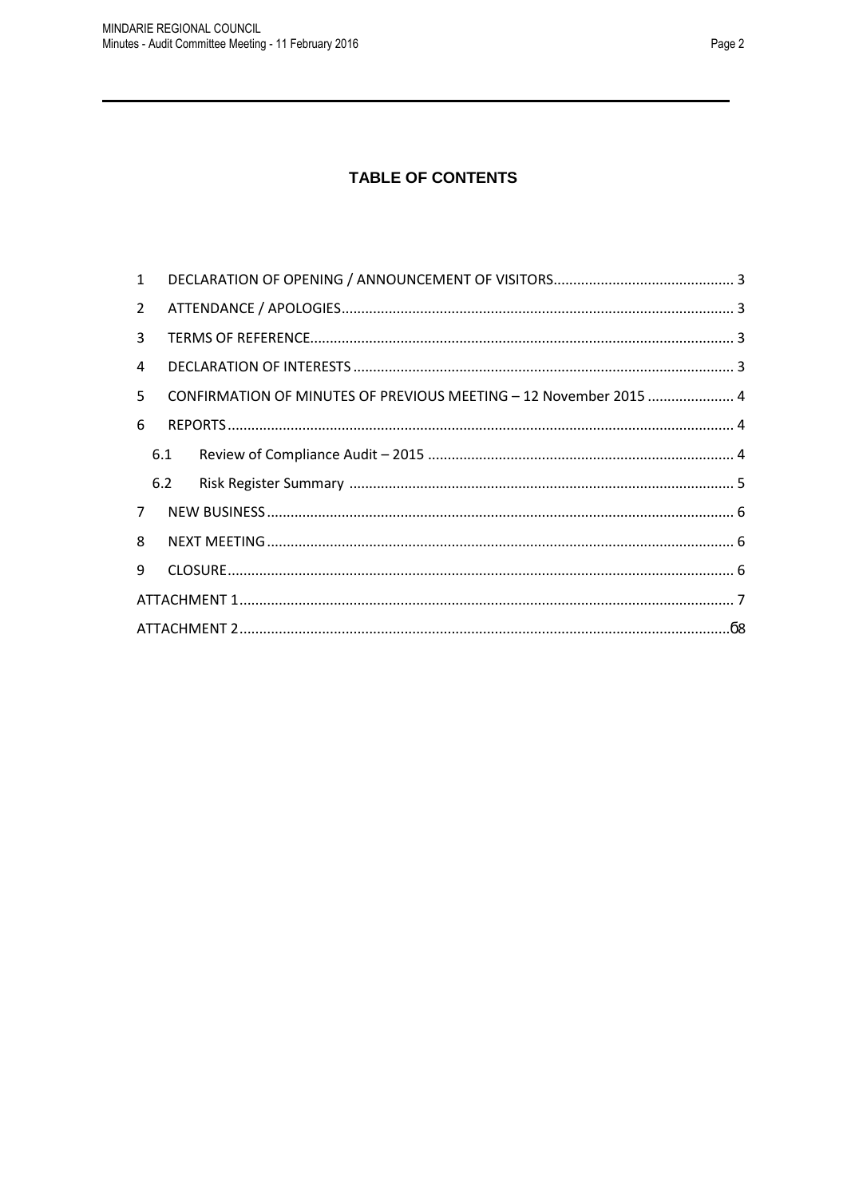## TABLE OF CONTENTS

1 DECLARATION OF OPENING / ANNOUNCEMENT OF VISITORS ............ 3

2 ATTENDANCE / APOLOGIES ............ 3

3 TERMS OF REFERENCE ............ 3

4 DECLARATION OF INTERESTS ............ 3

5 CONFIRMATION OF MINUTES OF PREVIOUS MEETING – 12 November 2015 ............ 4

6 REPORTS ............ 4

6.1 Review of Compliance Audit – 2015 ............ 4

6.2 Risk Register Summary ............ 5

7 NEW BUSINESS ............ 6

8 NEXT MEETING ............ 6

9 CLOSURE ............ 6

ATTACHMENT 1 ............ 7

ATTACHMENT 2 ............ 68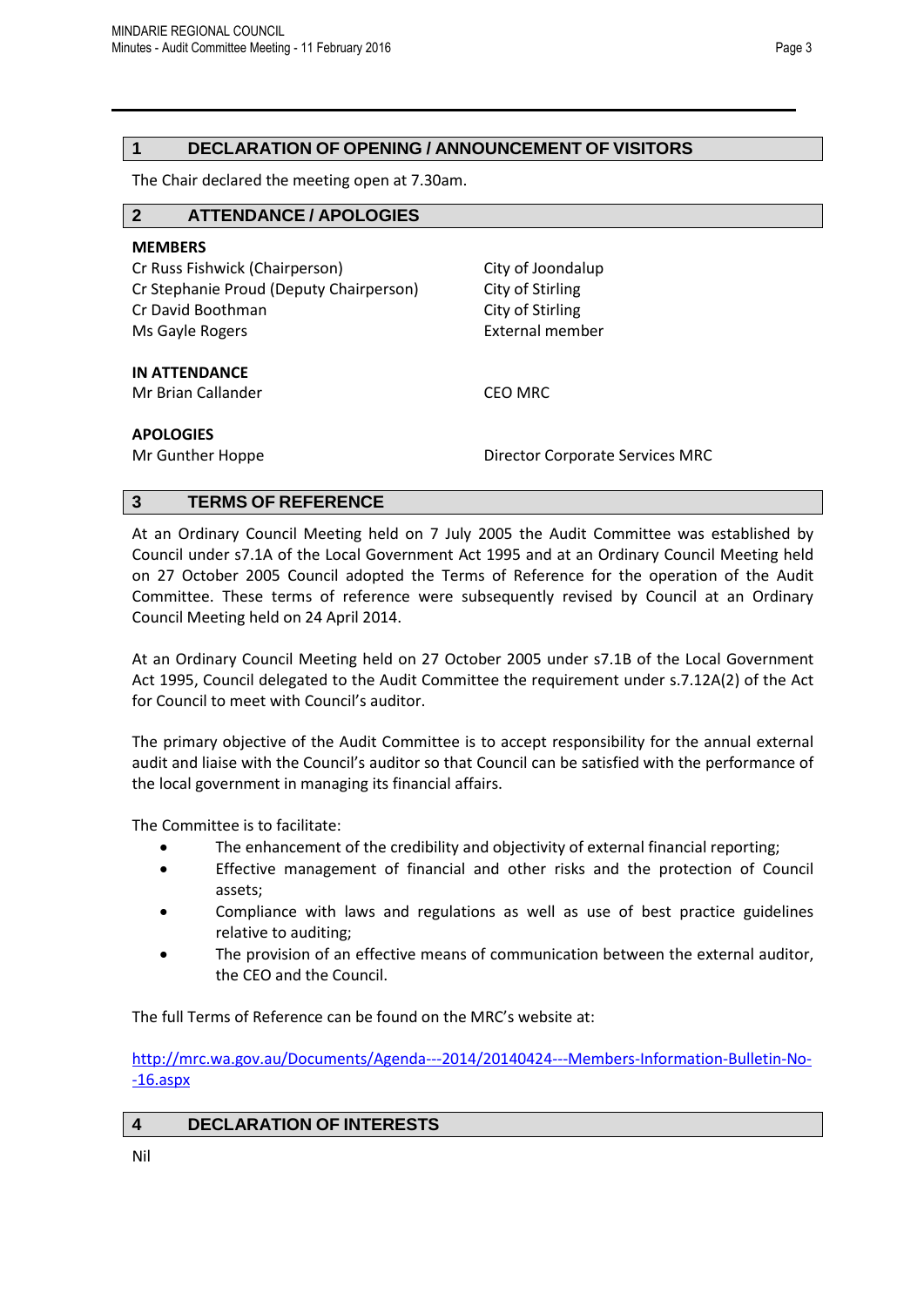## 1 DECLARATION OF OPENING / ANNOUNCEMENT OF VISITORS

The Chair declared the meeting open at 7.30am.

## 2 ATTENDANCE / APOLOGIES

**MEMBERS**

| | |
|---|---|
| Cr Russ Fishwick (Chairperson) | City of Joondalup |
| Cr Stephanie Proud (Deputy Chairperson) | City of Stirling |
| Cr David Boothman | City of Stirling |
| Ms Gayle Rogers | External member |

**IN ATTENDANCE**

| | |
|---|---|
| Mr Brian Callander | CEO MRC |

**APOLOGIES**

| | |
|---|---|
| Mr Gunther Hoppe | Director Corporate Services MRC |

## 3 TERMS OF REFERENCE

At an Ordinary Council Meeting held on 7 July 2005 the Audit Committee was established by Council under s7.1A of the Local Government Act 1995 and at an Ordinary Council Meeting held on 27 October 2005 Council adopted the Terms of Reference for the operation of the Audit Committee. These terms of reference were subsequently revised by Council at an Ordinary Council Meeting held on 24 April 2014.

At an Ordinary Council Meeting held on 27 October 2005 under s7.1B of the Local Government Act 1995, Council delegated to the Audit Committee the requirement under s.7.12A(2) of the Act for Council to meet with Council's auditor.

The primary objective of the Audit Committee is to accept responsibility for the annual external audit and liaise with the Council's auditor so that Council can be satisfied with the performance of the local government in managing its financial affairs.

The Committee is to facilitate:

- The enhancement of the credibility and objectivity of external financial reporting;
- Effective management of financial and other risks and the protection of Council assets;
- Compliance with laws and regulations as well as use of best practice guidelines relative to auditing;
- The provision of an effective means of communication between the external auditor, the CEO and the Council.

The full Terms of Reference can be found on the MRC's website at:

http://mrc.wa.gov.au/Documents/Agenda---2014/20140424---Members-Information-Bulletin-No--16.aspx

## 4 DECLARATION OF INTERESTS

Nil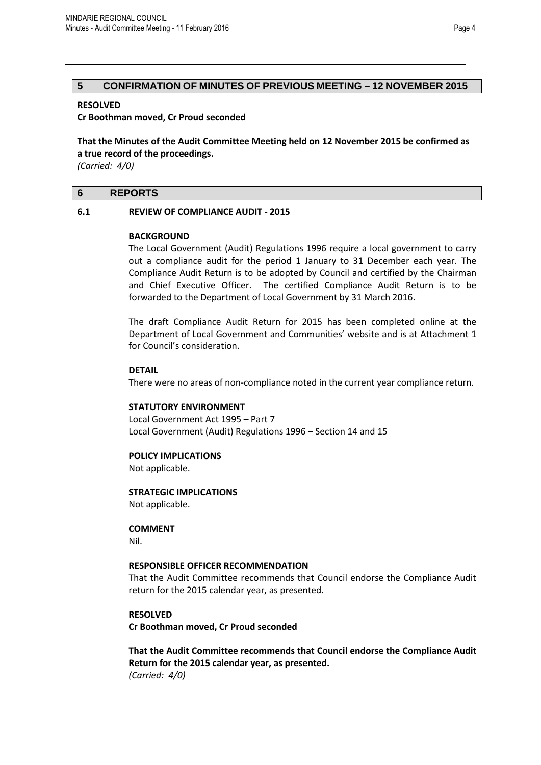## 5 CONFIRMATION OF MINUTES OF PREVIOUS MEETING – 12 NOVEMBER 2015

**RESOLVED**

**Cr Boothman moved, Cr Proud seconded**

**That the Minutes of the Audit Committee Meeting held on 12 November 2015 be confirmed as a true record of the proceedings.**

*(Carried: 4/0)*

## 6 REPORTS

### 6.1 REVIEW OF COMPLIANCE AUDIT - 2015

**BACKGROUND**

The Local Government (Audit) Regulations 1996 require a local government to carry out a compliance audit for the period 1 January to 31 December each year. The Compliance Audit Return is to be adopted by Council and certified by the Chairman and Chief Executive Officer. The certified Compliance Audit Return is to be forwarded to the Department of Local Government by 31 March 2016.

The draft Compliance Audit Return for 2015 has been completed online at the Department of Local Government and Communities' website and is at Attachment 1 for Council's consideration.

**DETAIL**

There were no areas of non-compliance noted in the current year compliance return.

**STATUTORY ENVIRONMENT**

Local Government Act 1995 – Part 7
Local Government (Audit) Regulations 1996 – Section 14 and 15

**POLICY IMPLICATIONS**

Not applicable.

**STRATEGIC IMPLICATIONS**

Not applicable.

**COMMENT**

Nil.

**RESPONSIBLE OFFICER RECOMMENDATION**

That the Audit Committee recommends that Council endorse the Compliance Audit return for the 2015 calendar year, as presented.

**RESOLVED**

**Cr Boothman moved, Cr Proud seconded**

**That the Audit Committee recommends that Council endorse the Compliance Audit Return for the 2015 calendar year, as presented.**

*(Carried: 4/0)*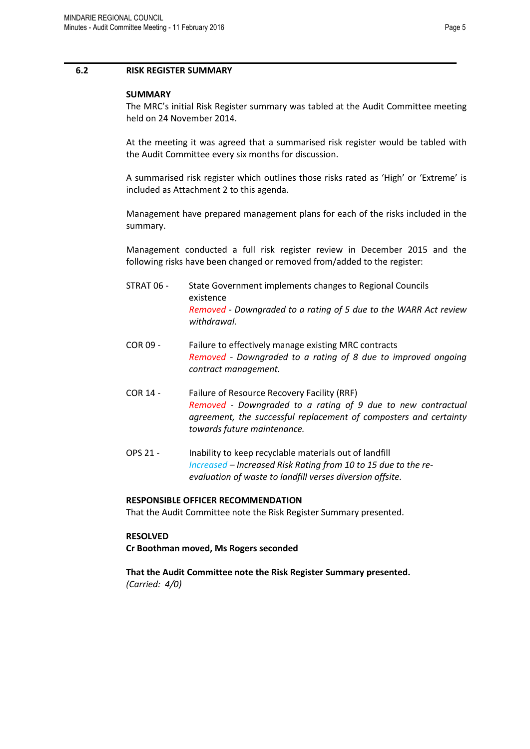## 6.2 RISK REGISTER SUMMARY

**SUMMARY**

The MRC's initial Risk Register summary was tabled at the Audit Committee meeting held on 24 November 2014.

At the meeting it was agreed that a summarised risk register would be tabled with the Audit Committee every six months for discussion.

A summarised risk register which outlines those risks rated as 'High' or 'Extreme' is included as Attachment 2 to this agenda.

Management have prepared management plans for each of the risks included in the summary.

Management conducted a full risk register review in December 2015 and the following risks have been changed or removed from/added to the register:

- STRAT 06 - State Government implements changes to Regional Councils existence
  *Removed - Downgraded to a rating of 5 due to the WARR Act review withdrawal.*

- COR 09 - Failure to effectively manage existing MRC contracts
  *Removed - Downgraded to a rating of 8 due to improved ongoing contract management.*

- COR 14 - Failure of Resource Recovery Facility (RRF)
  *Removed - Downgraded to a rating of 9 due to new contractual agreement, the successful replacement of composters and certainty towards future maintenance.*

- OPS 21 - Inability to keep recyclable materials out of landfill
  *Increased – Increased Risk Rating from 10 to 15 due to the re-evaluation of waste to landfill verses diversion offsite.*

**RESPONSIBLE OFFICER RECOMMENDATION**

That the Audit Committee note the Risk Register Summary presented.

**RESOLVED**

**Cr Boothman moved, Ms Rogers seconded**

**That the Audit Committee note the Risk Register Summary presented.**

*(Carried: 4/0)*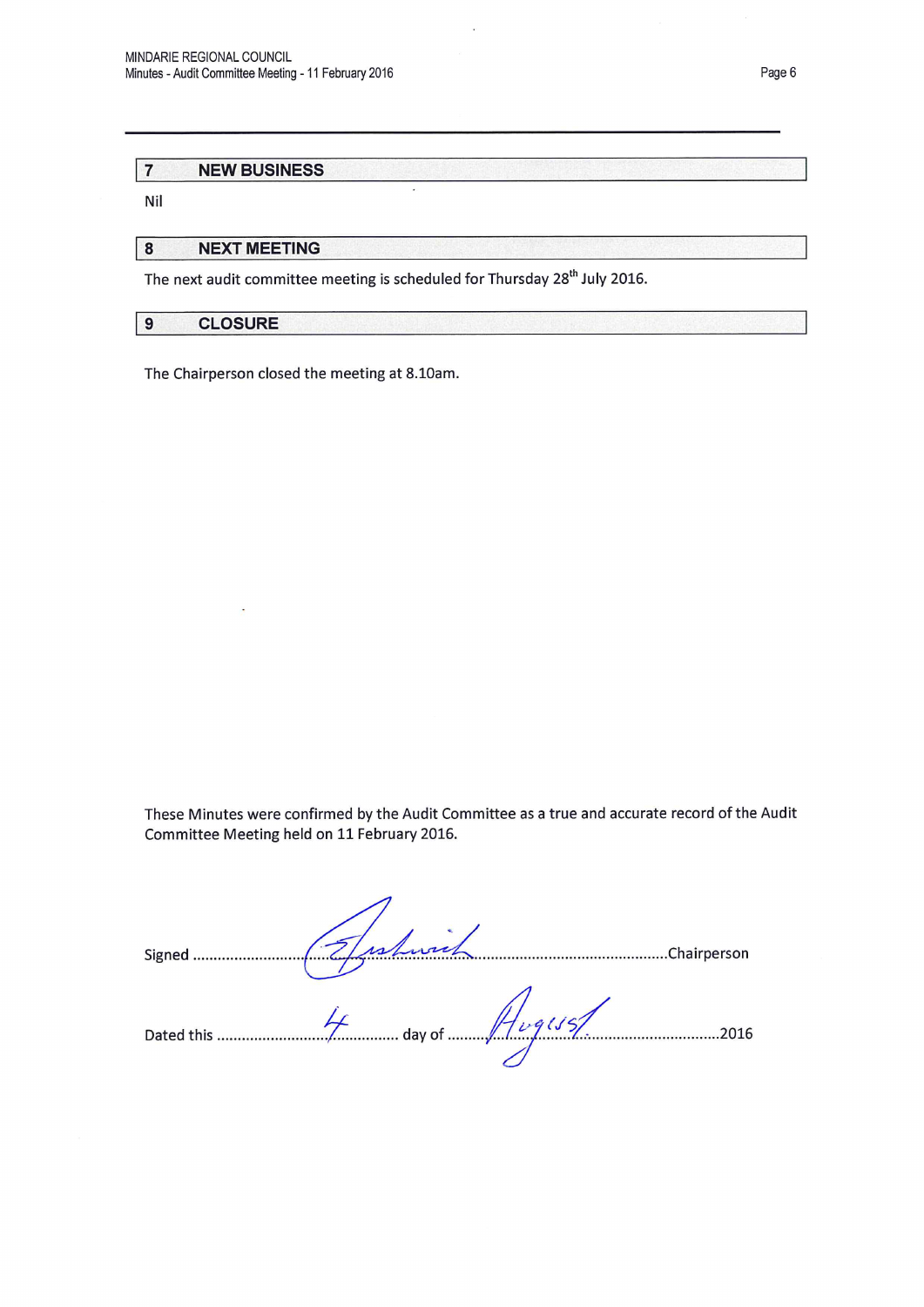## 7 NEW BUSINESS

Nil

## 8 NEXT MEETING

The next audit committee meeting is scheduled for Thursday 28th July 2016.

## 9 CLOSURE

The Chairperson closed the meeting at 8.10am.

These Minutes were confirmed by the Audit Committee as a true and accurate record of the Audit Committee Meeting held on 11 February 2016.

Signed ............................................................................................Chairperson

Dated this ...............4............... day of .............August.............................2016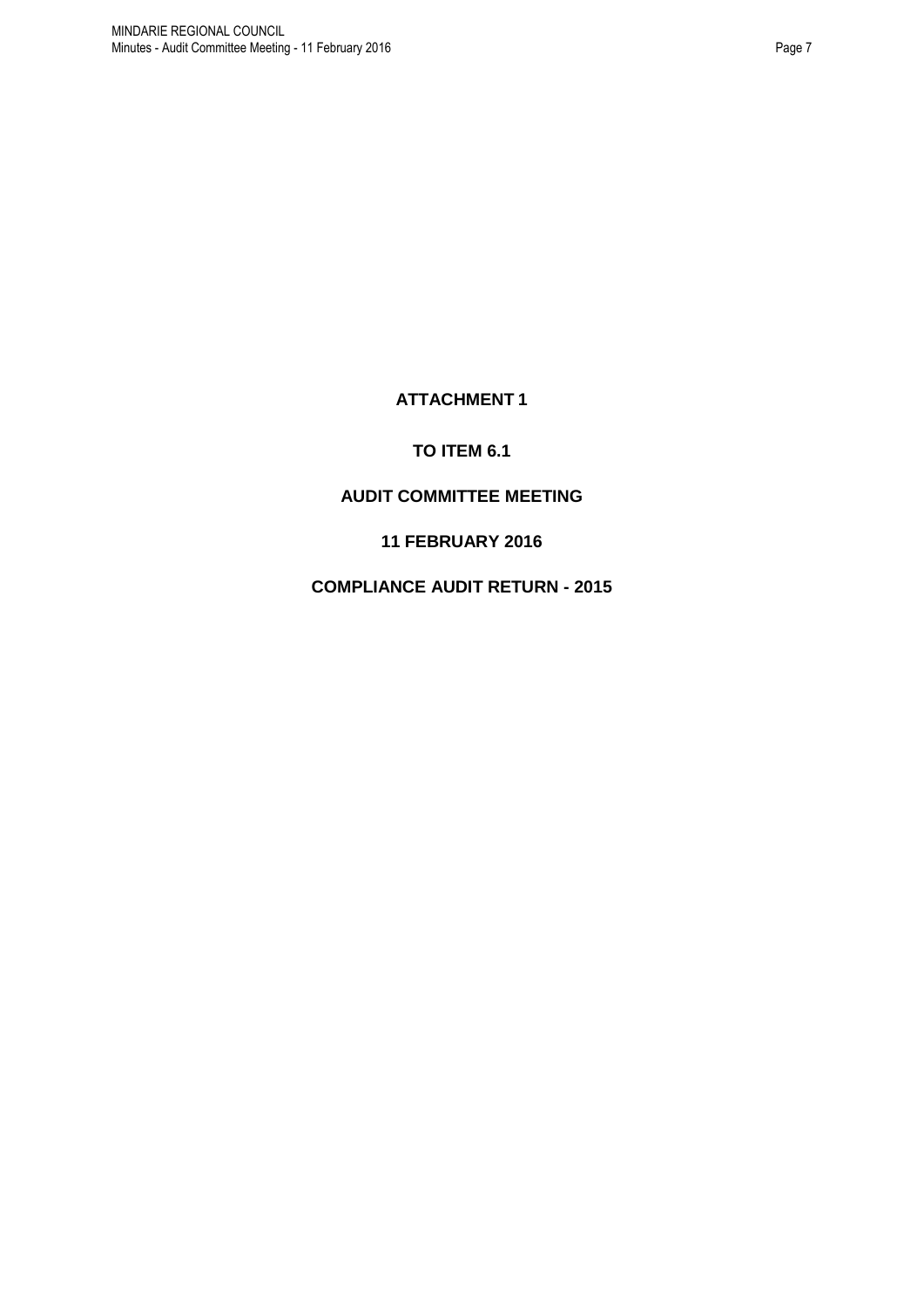**ATTACHMENT 1**

**TO ITEM 6.1**

**AUDIT COMMITTEE MEETING**

**11 FEBRUARY 2016**

**COMPLIANCE AUDIT RETURN - 2015**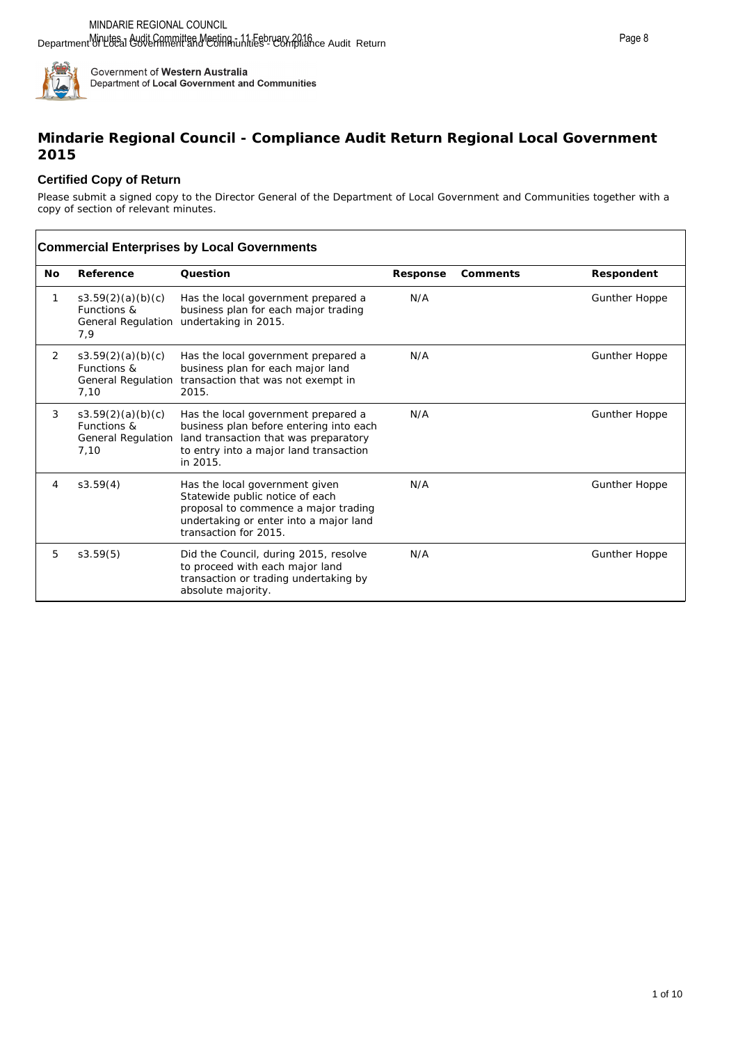Government of **Western Australia**
Department of **Local Government and Communities**

## Mindarie Regional Council - Compliance Audit Return Regional Local Government 2015

### Certified Copy of Return

Please submit a signed copy to the Director General of the Department of Local Government and Communities together with a copy of section of relevant minutes.

### Commercial Enterprises by Local Governments

| No | Reference | Question | Response | Comments | Respondent |
|---|---|---|---|---|---|
| 1 | s3.59(2)(a)(b)(c) Functions & General Regulation 7,9 | Has the local government prepared a business plan for each major trading undertaking in 2015. | N/A | | Gunther Hoppe |
| 2 | s3.59(2)(a)(b)(c) Functions & General Regulation 7,10 | Has the local government prepared a business plan for each major land transaction that was not exempt in 2015. | N/A | | Gunther Hoppe |
| 3 | s3.59(2)(a)(b)(c) Functions & General Regulation 7,10 | Has the local government prepared a business plan before entering into each land transaction that was preparatory to entry into a major land transaction in 2015. | N/A | | Gunther Hoppe |
| 4 | s3.59(4) | Has the local government given Statewide public notice of each proposal to commence a major trading undertaking or enter into a major land transaction for 2015. | N/A | | Gunther Hoppe |
| 5 | s3.59(5) | Did the Council, during 2015, resolve to proceed with each major land transaction or trading undertaking by absolute majority. | N/A | | Gunther Hoppe |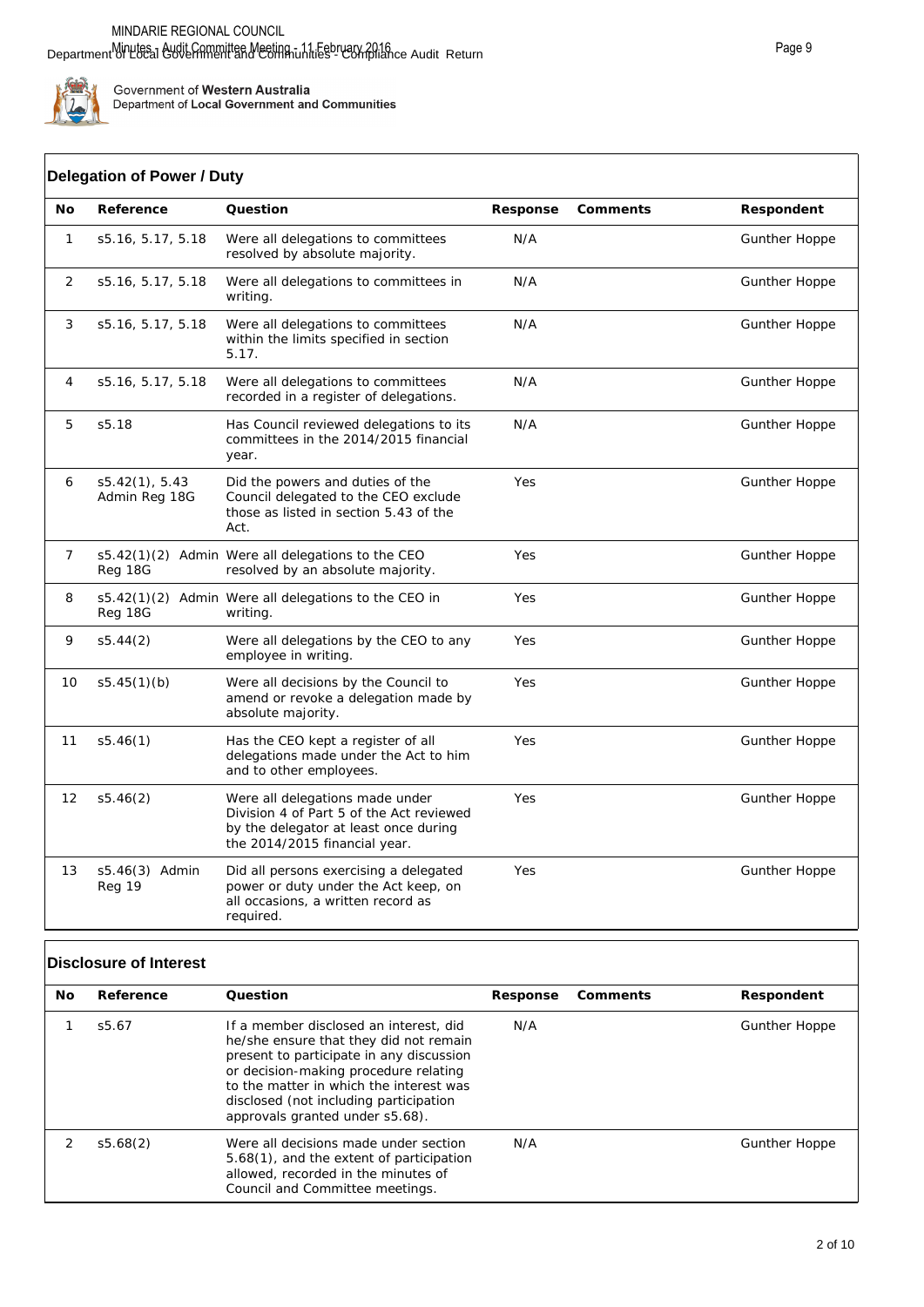Government of **Western Australia**
Department of **Local Government and Communities**

## Delegation of Power / Duty

| No | Reference | Question | Response | Comments | Respondent |
|---|---|---|---|---|---|
| 1 | s5.16, 5.17, 5.18 | Were all delegations to committees resolved by absolute majority. | N/A | | Gunther Hoppe |
| 2 | s5.16, 5.17, 5.18 | Were all delegations to committees in writing. | N/A | | Gunther Hoppe |
| 3 | s5.16, 5.17, 5.18 | Were all delegations to committees within the limits specified in section 5.17. | N/A | | Gunther Hoppe |
| 4 | s5.16, 5.17, 5.18 | Were all delegations to committees recorded in a register of delegations. | N/A | | Gunther Hoppe |
| 5 | s5.18 | Has Council reviewed delegations to its committees in the 2014/2015 financial year. | N/A | | Gunther Hoppe |
| 6 | s5.42(1), 5.43 Admin Reg 18G | Did the powers and duties of the Council delegated to the CEO exclude those as listed in section 5.43 of the Act. | Yes | | Gunther Hoppe |
| 7 | s5.42(1)(2) Admin Reg 18G | Were all delegations to the CEO resolved by an absolute majority. | Yes | | Gunther Hoppe |
| 8 | s5.42(1)(2) Admin Reg 18G | Were all delegations to the CEO in writing. | Yes | | Gunther Hoppe |
| 9 | s5.44(2) | Were all delegations by the CEO to any employee in writing. | Yes | | Gunther Hoppe |
| 10 | s5.45(1)(b) | Were all decisions by the Council to amend or revoke a delegation made by absolute majority. | Yes | | Gunther Hoppe |
| 11 | s5.46(1) | Has the CEO kept a register of all delegations made under the Act to him and to other employees. | Yes | | Gunther Hoppe |
| 12 | s5.46(2) | Were all delegations made under Division 4 of Part 5 of the Act reviewed by the delegator at least once during the 2014/2015 financial year. | Yes | | Gunther Hoppe |
| 13 | s5.46(3) Admin Reg 19 | Did all persons exercising a delegated power or duty under the Act keep, on all occasions, a written record as required. | Yes | | Gunther Hoppe |

## Disclosure of Interest

| No | Reference | Question | Response | Comments | Respondent |
|---|---|---|---|---|---|
| 1 | s5.67 | If a member disclosed an interest, did he/she ensure that they did not remain present to participate in any discussion or decision-making procedure relating to the matter in which the interest was disclosed (not including participation approvals granted under s5.68). | N/A | | Gunther Hoppe |
| 2 | s5.68(2) | Were all decisions made under section 5.68(1), and the extent of participation allowed, recorded in the minutes of Council and Committee meetings. | N/A | | Gunther Hoppe |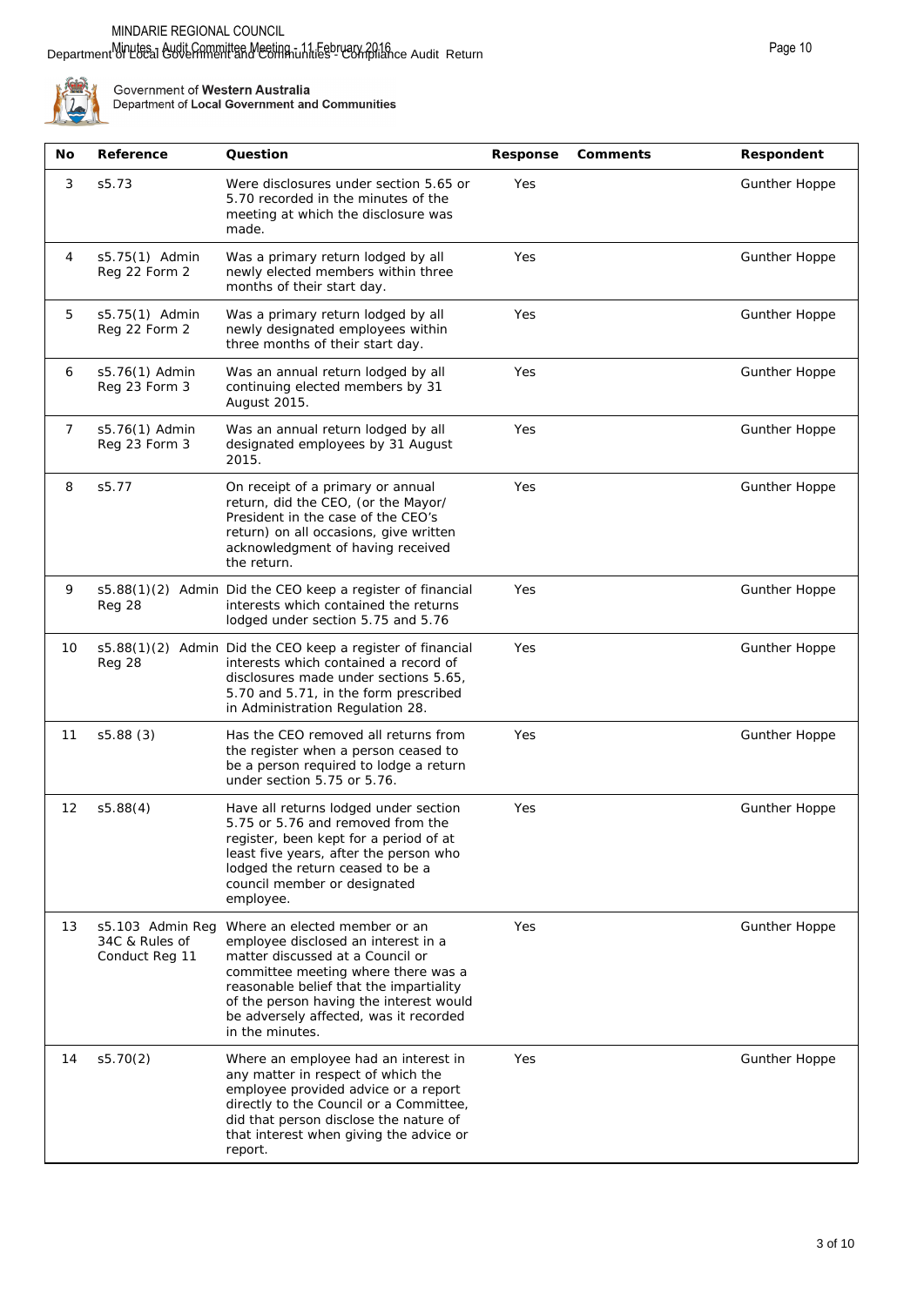Government of **Western Australia**
Department of **Local Government and Communities**

| No | Reference | Question | Response | Comments | Respondent |
|---|---|---|---|---|---|
| 3 | s5.73 | Were disclosures under section 5.65 or 5.70 recorded in the minutes of the meeting at which the disclosure was made. | Yes | | Gunther Hoppe |
| 4 | s5.75(1) Admin Reg 22 Form 2 | Was a primary return lodged by all newly elected members within three months of their start day. | Yes | | Gunther Hoppe |
| 5 | s5.75(1) Admin Reg 22 Form 2 | Was a primary return lodged by all newly designated employees within three months of their start day. | Yes | | Gunther Hoppe |
| 6 | s5.76(1) Admin Reg 23 Form 3 | Was an annual return lodged by all continuing elected members by 31 August 2015. | Yes | | Gunther Hoppe |
| 7 | s5.76(1) Admin Reg 23 Form 3 | Was an annual return lodged by all designated employees by 31 August 2015. | Yes | | Gunther Hoppe |
| 8 | s5.77 | On receipt of a primary or annual return, did the CEO, (or the Mayor/ President in the case of the CEO's return) on all occasions, give written acknowledgment of having received the return. | Yes | | Gunther Hoppe |
| 9 | s5.88(1)(2) Admin Reg 28 | Did the CEO keep a register of financial interests which contained the returns lodged under section 5.75 and 5.76 | Yes | | Gunther Hoppe |
| 10 | s5.88(1)(2) Admin Reg 28 | Did the CEO keep a register of financial interests which contained a record of disclosures made under sections 5.65, 5.70 and 5.71, in the form prescribed in Administration Regulation 28. | Yes | | Gunther Hoppe |
| 11 | s5.88 (3) | Has the CEO removed all returns from the register when a person ceased to be a person required to lodge a return under section 5.75 or 5.76. | Yes | | Gunther Hoppe |
| 12 | s5.88(4) | Have all returns lodged under section 5.75 or 5.76 and removed from the register, been kept for a period of at least five years, after the person who lodged the return ceased to be a council member or designated employee. | Yes | | Gunther Hoppe |
| 13 | s5.103 Admin Reg 34C & Rules of Conduct Reg 11 | Where an elected member or an employee disclosed an interest in a matter discussed at a Council or committee meeting where there was a reasonable belief that the impartiality of the person having the interest would be adversely affected, was it recorded in the minutes. | Yes | | Gunther Hoppe |
| 14 | s5.70(2) | Where an employee had an interest in any matter in respect of which the employee provided advice or a report directly to the Council or a Committee, did that person disclose the nature of that interest when giving the advice or report. | Yes | | Gunther Hoppe |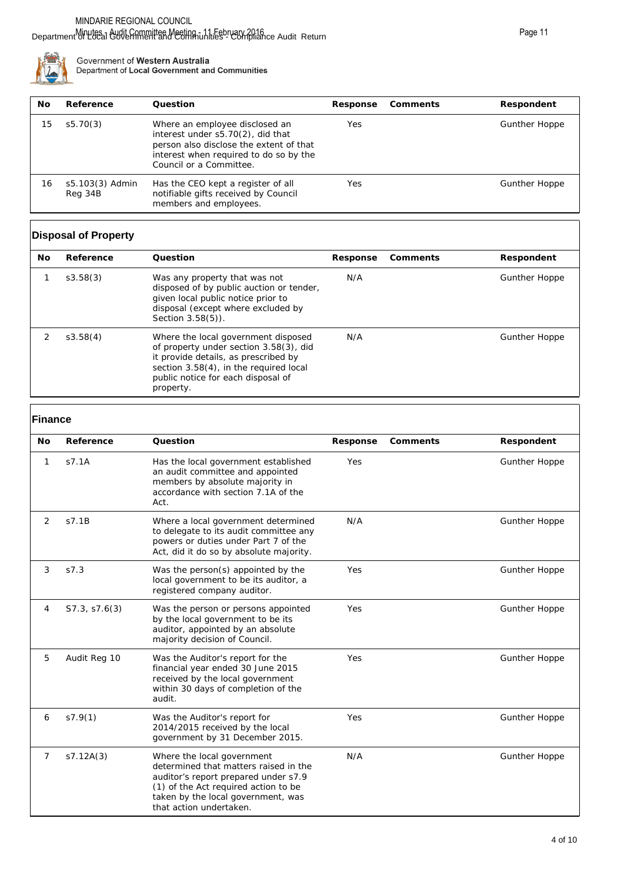| No | Reference | Question | Response | Comments | Respondent |
|---|---|---|---|---|---|
| 15 | s5.70(3) | Where an employee disclosed an interest under s5.70(2), did that person also disclose the extent of that interest when required to do so by the Council or a Committee. | Yes | | Gunther Hoppe |
| 16 | s5.103(3) Admin Reg 34B | Has the CEO kept a register of all notifiable gifts received by Council members and employees. | Yes | | Gunther Hoppe |

## Disposal of Property

| No | Reference | Question | Response | Comments | Respondent |
|---|---|---|---|---|---|
| 1 | s3.58(3) | Was any property that was not disposed of by public auction or tender, given local public notice prior to disposal (except where excluded by Section 3.58(5)). | N/A | | Gunther Hoppe |
| 2 | s3.58(4) | Where the local government disposed of property under section 3.58(3), did it provide details, as prescribed by section 3.58(4), in the required local public notice for each disposal of property. | N/A | | Gunther Hoppe |

## Finance

| No | Reference | Question | Response | Comments | Respondent |
|---|---|---|---|---|---|
| 1 | s7.1A | Has the local government established an audit committee and appointed members by absolute majority in accordance with section 7.1A of the Act. | Yes | | Gunther Hoppe |
| 2 | s7.1B | Where a local government determined to delegate to its audit committee any powers or duties under Part 7 of the Act, did it do so by absolute majority. | N/A | | Gunther Hoppe |
| 3 | s7.3 | Was the person(s) appointed by the local government to be its auditor, a registered company auditor. | Yes | | Gunther Hoppe |
| 4 | S7.3, s7.6(3) | Was the person or persons appointed by the local government to be its auditor, appointed by an absolute majority decision of Council. | Yes | | Gunther Hoppe |
| 5 | Audit Reg 10 | Was the Auditor's report for the financial year ended 30 June 2015 received by the local government within 30 days of completion of the audit. | Yes | | Gunther Hoppe |
| 6 | s7.9(1) | Was the Auditor's report for 2014/2015 received by the local government by 31 December 2015. | Yes | | Gunther Hoppe |
| 7 | s7.12A(3) | Where the local government determined that matters raised in the auditor's report prepared under s7.9 (1) of the Act required action to be taken by the local government, was that action undertaken. | N/A | | Gunther Hoppe |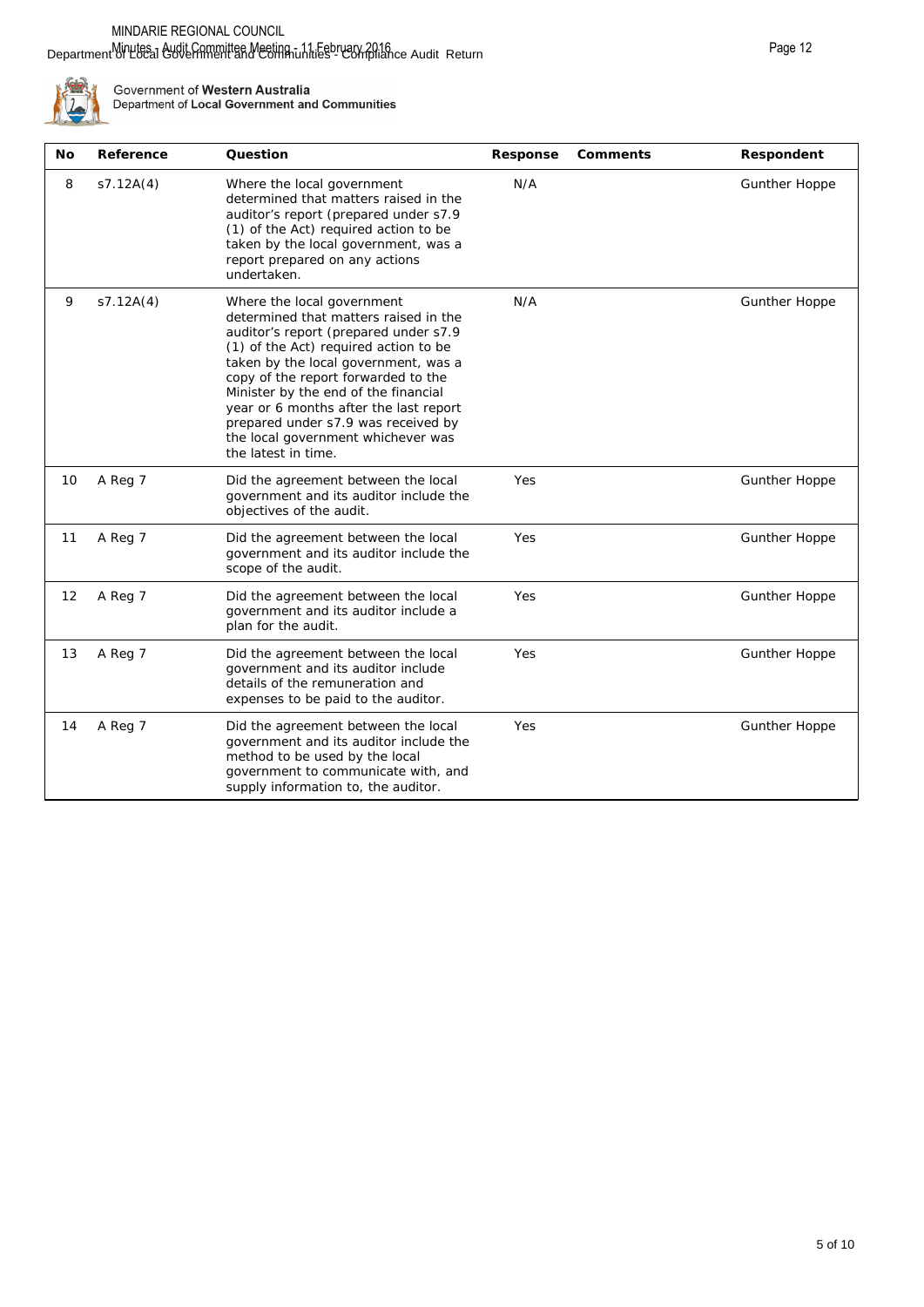Government of **Western Australia**
Department of **Local Government and Communities**

| No | Reference | Question | Response | Comments | Respondent |
|---|---|---|---|---|---|
| 8 | s7.12A(4) | Where the local government determined that matters raised in the auditor's report (prepared under s7.9 (1) of the Act) required action to be taken by the local government, was a report prepared on any actions undertaken. | N/A | | Gunther Hoppe |
| 9 | s7.12A(4) | Where the local government determined that matters raised in the auditor's report (prepared under s7.9 (1) of the Act) required action to be taken by the local government, was a copy of the report forwarded to the Minister by the end of the financial year or 6 months after the last report prepared under s7.9 was received by the local government whichever was the latest in time. | N/A | | Gunther Hoppe |
| 10 | A Reg 7 | Did the agreement between the local government and its auditor include the objectives of the audit. | Yes | | Gunther Hoppe |
| 11 | A Reg 7 | Did the agreement between the local government and its auditor include the scope of the audit. | Yes | | Gunther Hoppe |
| 12 | A Reg 7 | Did the agreement between the local government and its auditor include a plan for the audit. | Yes | | Gunther Hoppe |
| 13 | A Reg 7 | Did the agreement between the local government and its auditor include details of the remuneration and expenses to be paid to the auditor. | Yes | | Gunther Hoppe |
| 14 | A Reg 7 | Did the agreement between the local government and its auditor include the method to be used by the local government to communicate with, and supply information to, the auditor. | Yes | | Gunther Hoppe |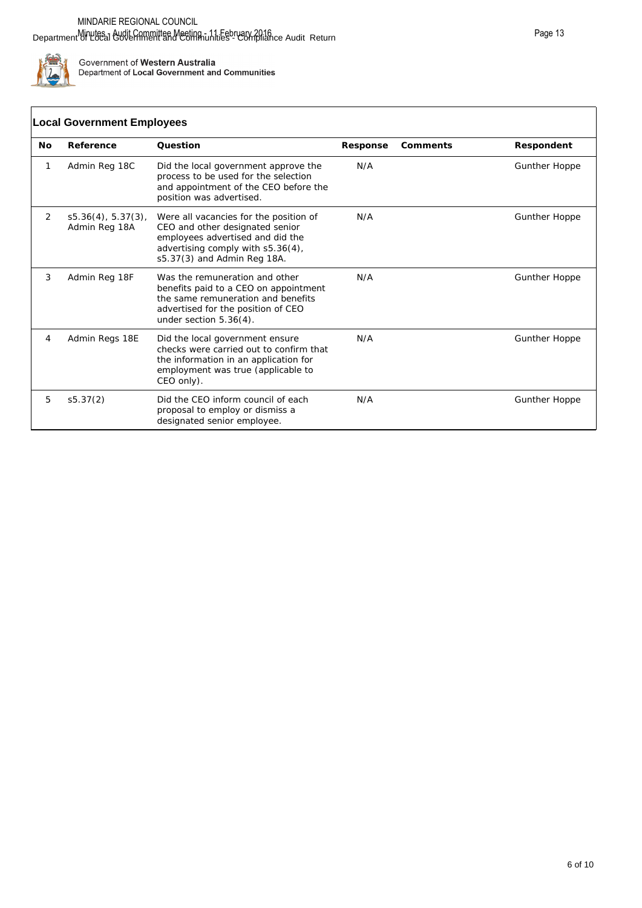Government of **Western Australia**
Department of **Local Government and Communities**

## Local Government Employees

| No | Reference | Question | Response | Comments | Respondent |
|---|---|---|---|---|---|
| 1 | Admin Reg 18C | Did the local government approve the process to be used for the selection and appointment of the CEO before the position was advertised. | N/A | | Gunther Hoppe |
| 2 | s5.36(4), 5.37(3), Admin Reg 18A | Were all vacancies for the position of CEO and other designated senior employees advertised and did the advertising comply with s5.36(4), s5.37(3) and Admin Reg 18A. | N/A | | Gunther Hoppe |
| 3 | Admin Reg 18F | Was the remuneration and other benefits paid to a CEO on appointment the same remuneration and benefits advertised for the position of CEO under section 5.36(4). | N/A | | Gunther Hoppe |
| 4 | Admin Regs 18E | Did the local government ensure checks were carried out to confirm that the information in an application for employment was true (applicable to CEO only). | N/A | | Gunther Hoppe |
| 5 | s5.37(2) | Did the CEO inform council of each proposal to employ or dismiss a designated senior employee. | N/A | | Gunther Hoppe |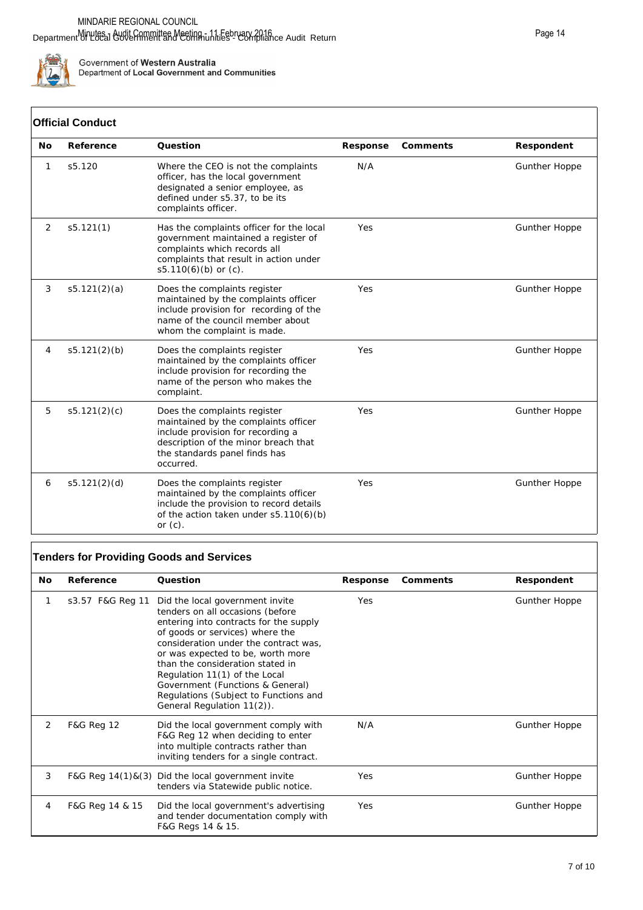Government of Western Australia
Department of Local Government and Communities

## Official Conduct

| No | Reference | Question | Response | Comments | Respondent |
|---|---|---|---|---|---|
| 1 | s5.120 | Where the CEO is not the complaints officer, has the local government designated a senior employee, as defined under s5.37, to be its complaints officer. | N/A | | Gunther Hoppe |
| 2 | s5.121(1) | Has the complaints officer for the local government maintained a register of complaints which records all complaints that result in action under s5.110(6)(b) or (c). | Yes | | Gunther Hoppe |
| 3 | s5.121(2)(a) | Does the complaints register maintained by the complaints officer include provision for recording of the name of the council member about whom the complaint is made. | Yes | | Gunther Hoppe |
| 4 | s5.121(2)(b) | Does the complaints register maintained by the complaints officer include provision for recording the name of the person who makes the complaint. | Yes | | Gunther Hoppe |
| 5 | s5.121(2)(c) | Does the complaints register maintained by the complaints officer include provision for recording a description of the minor breach that the standards panel finds has occurred. | Yes | | Gunther Hoppe |
| 6 | s5.121(2)(d) | Does the complaints register maintained by the complaints officer include the provision to record details of the action taken under s5.110(6)(b) or (c). | Yes | | Gunther Hoppe |

## Tenders for Providing Goods and Services

| No | Reference | Question | Response | Comments | Respondent |
|---|---|---|---|---|---|
| 1 | s3.57 F&G Reg 11 | Did the local government invite tenders on all occasions (before entering into contracts for the supply of goods or services) where the consideration under the contract was, or was expected to be, worth more than the consideration stated in Regulation 11(1) of the Local Government (Functions & General) Regulations (Subject to Functions and General Regulation 11(2)). | Yes | | Gunther Hoppe |
| 2 | F&G Reg 12 | Did the local government comply with F&G Reg 12 when deciding to enter into multiple contracts rather than inviting tenders for a single contract. | N/A | | Gunther Hoppe |
| 3 | F&G Reg 14(1)&(3) | Did the local government invite tenders via Statewide public notice. | Yes | | Gunther Hoppe |
| 4 | F&G Reg 14 & 15 | Did the local government's advertising and tender documentation comply with F&G Regs 14 & 15. | Yes | | Gunther Hoppe |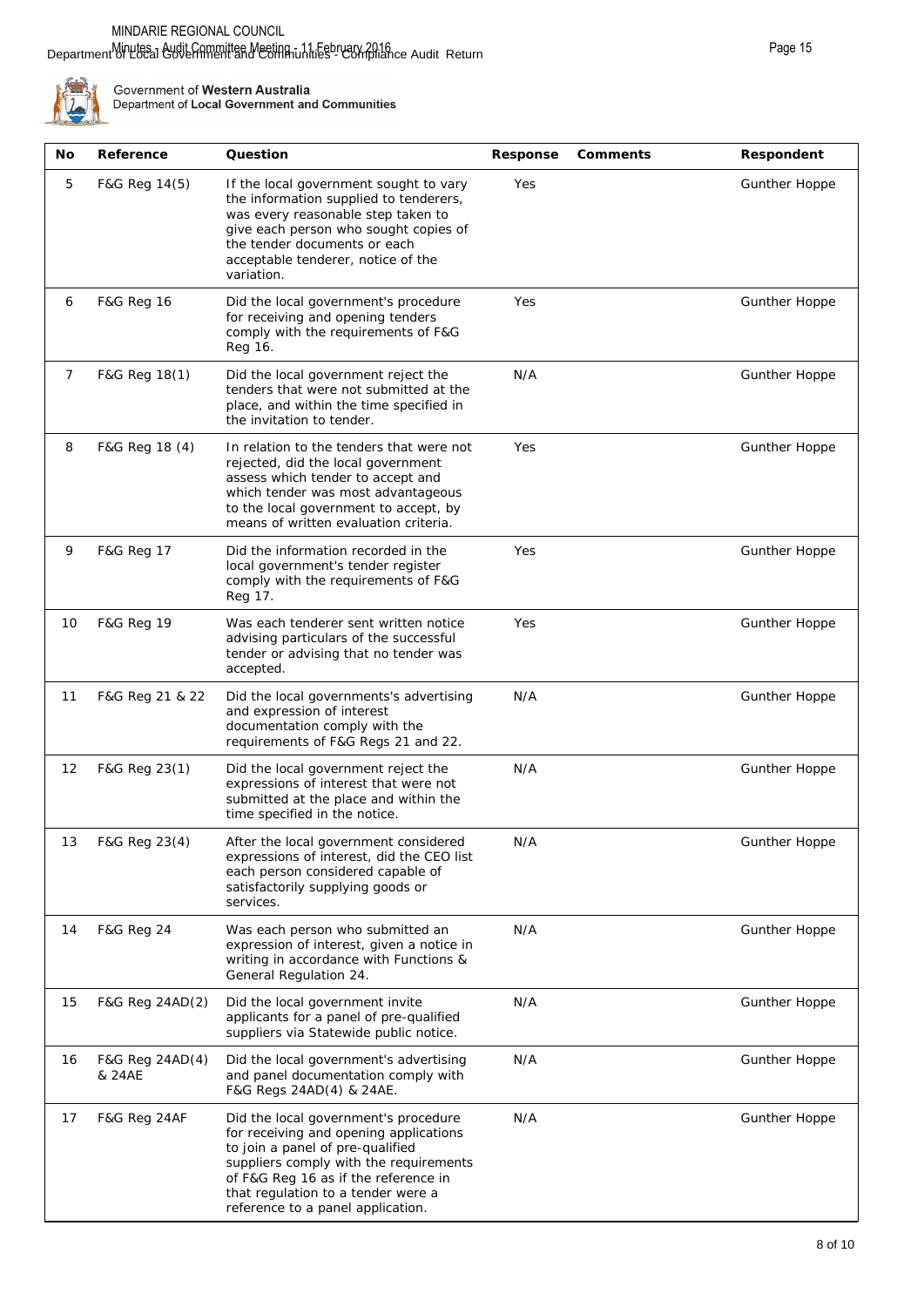Government of **Western Australia**
**Department of Local Government and Communities**

| No | Reference | Question | Response | Comments | Respondent |
|---|---|---|---|---|---|
| 5 | F&G Reg 14(5) | If the local government sought to vary the information supplied to tenderers, was every reasonable step taken to give each person who sought copies of the tender documents or each acceptable tenderer, notice of the variation. | Yes | | Gunther Hoppe |
| 6 | F&G Reg 16 | Did the local government's procedure for receiving and opening tenders comply with the requirements of F&G Reg 16. | Yes | | Gunther Hoppe |
| 7 | F&G Reg 18(1) | Did the local government reject the tenders that were not submitted at the place, and within the time specified in the invitation to tender. | N/A | | Gunther Hoppe |
| 8 | F&G Reg 18 (4) | In relation to the tenders that were not rejected, did the local government assess which tender to accept and which tender was most advantageous to the local government to accept, by means of written evaluation criteria. | Yes | | Gunther Hoppe |
| 9 | F&G Reg 17 | Did the information recorded in the local government's tender register comply with the requirements of F&G Reg 17. | Yes | | Gunther Hoppe |
| 10 | F&G Reg 19 | Was each tenderer sent written notice advising particulars of the successful tender or advising that no tender was accepted. | Yes | | Gunther Hoppe |
| 11 | F&G Reg 21 & 22 | Did the local governments's advertising and expression of interest documentation comply with the requirements of F&G Regs 21 and 22. | N/A | | Gunther Hoppe |
| 12 | F&G Reg 23(1) | Did the local government reject the expressions of interest that were not submitted at the place and within the time specified in the notice. | N/A | | Gunther Hoppe |
| 13 | F&G Reg 23(4) | After the local government considered expressions of interest, did the CEO list each person considered capable of satisfactorily supplying goods or services. | N/A | | Gunther Hoppe |
| 14 | F&G Reg 24 | Was each person who submitted an expression of interest, given a notice in writing in accordance with Functions & General Regulation 24. | N/A | | Gunther Hoppe |
| 15 | F&G Reg 24AD(2) | Did the local government invite applicants for a panel of pre-qualified suppliers via Statewide public notice. | N/A | | Gunther Hoppe |
| 16 | F&G Reg 24AD(4) & 24AE | Did the local government's advertising and panel documentation comply with F&G Regs 24AD(4) & 24AE. | N/A | | Gunther Hoppe |
| 17 | F&G Reg 24AF | Did the local government's procedure for receiving and opening applications to join a panel of pre-qualified suppliers comply with the requirements of F&G Reg 16 as if the reference in that regulation to a tender were a reference to a panel application. | N/A | | Gunther Hoppe |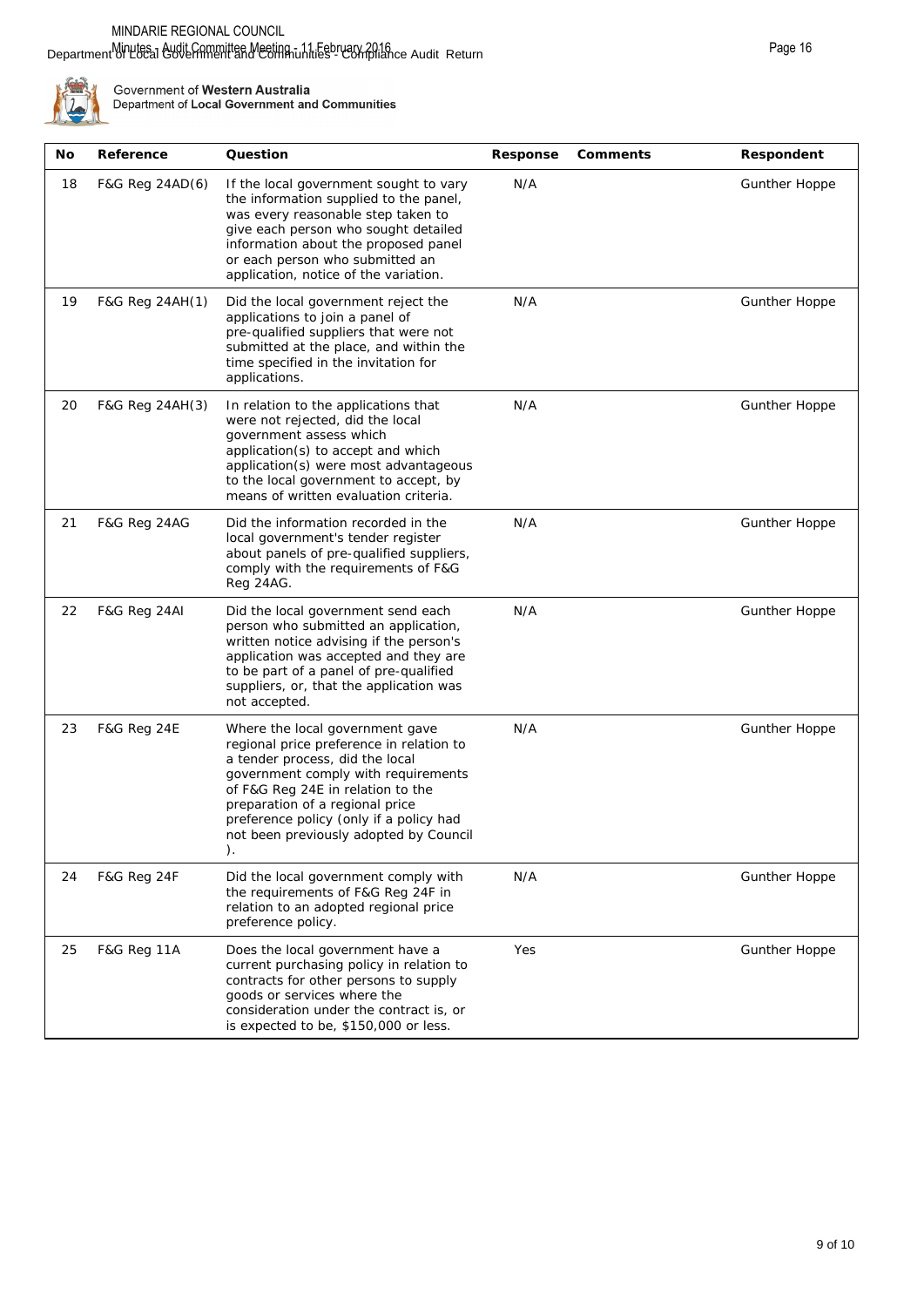Government of **Western Australia**
Department of **Local Government and Communities**

| No | Reference | Question | Response | Comments | Respondent |
|---|---|---|---|---|---|
| 18 | F&G Reg 24AD(6) | If the local government sought to vary the information supplied to the panel, was every reasonable step taken to give each person who sought detailed information about the proposed panel or each person who submitted an application, notice of the variation. | N/A | | Gunther Hoppe |
| 19 | F&G Reg 24AH(1) | Did the local government reject the applications to join a panel of pre-qualified suppliers that were not submitted at the place, and within the time specified in the invitation for applications. | N/A | | Gunther Hoppe |
| 20 | F&G Reg 24AH(3) | In relation to the applications that were not rejected, did the local government assess which application(s) to accept and which application(s) were most advantageous to the local government to accept, by means of written evaluation criteria. | N/A | | Gunther Hoppe |
| 21 | F&G Reg 24AG | Did the information recorded in the local government's tender register about panels of pre-qualified suppliers, comply with the requirements of F&G Reg 24AG. | N/A | | Gunther Hoppe |
| 22 | F&G Reg 24AI | Did the local government send each person who submitted an application, written notice advising if the person's application was accepted and they are to be part of a panel of pre-qualified suppliers, or, that the application was not accepted. | N/A | | Gunther Hoppe |
| 23 | F&G Reg 24E | Where the local government gave regional price preference in relation to a tender process, did the local government comply with requirements of F&G Reg 24E in relation to the preparation of a regional price preference policy (only if a policy had not been previously adopted by Council ). | N/A | | Gunther Hoppe |
| 24 | F&G Reg 24F | Did the local government comply with the requirements of F&G Reg 24F in relation to an adopted regional price preference policy. | N/A | | Gunther Hoppe |
| 25 | F&G Reg 11A | Does the local government have a current purchasing policy in relation to contracts for other persons to supply goods or services where the consideration under the contract is, or is expected to be, $150,000 or less. | Yes | | Gunther Hoppe |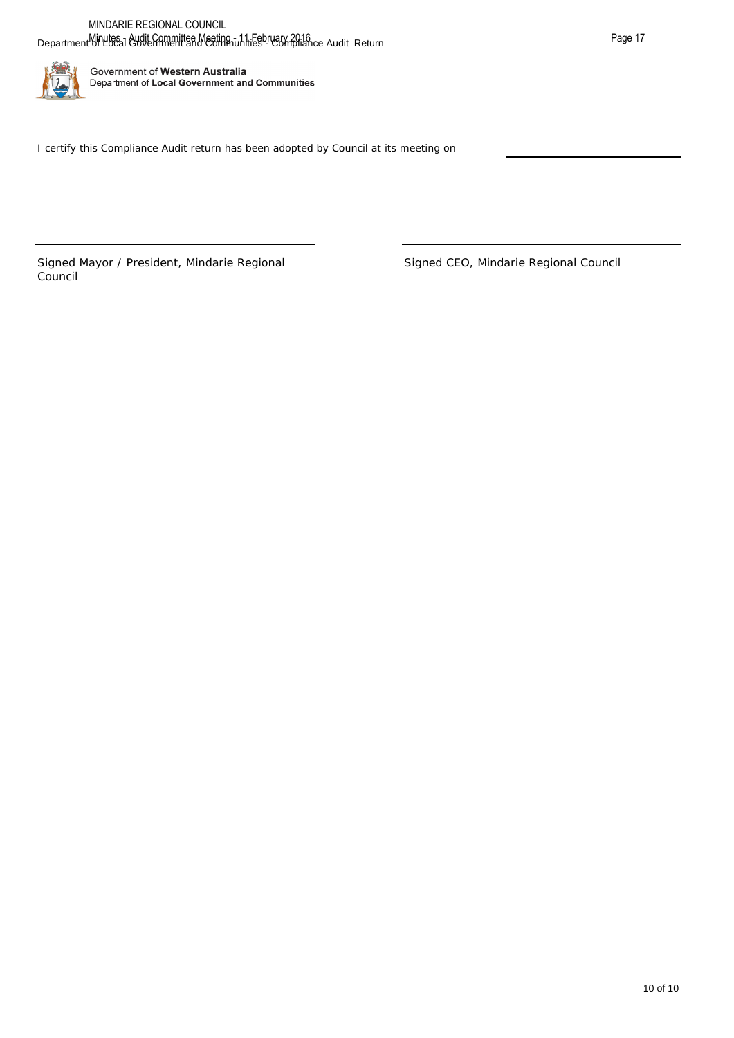Government of **Western Australia**
Department of **Local Government and Communities**

I certify this Compliance Audit return has been adopted by Council at its meeting on ______________________

______________________________
Signed Mayor / President, Mindarie Regional Council

______________________________
Signed CEO, Mindarie Regional Council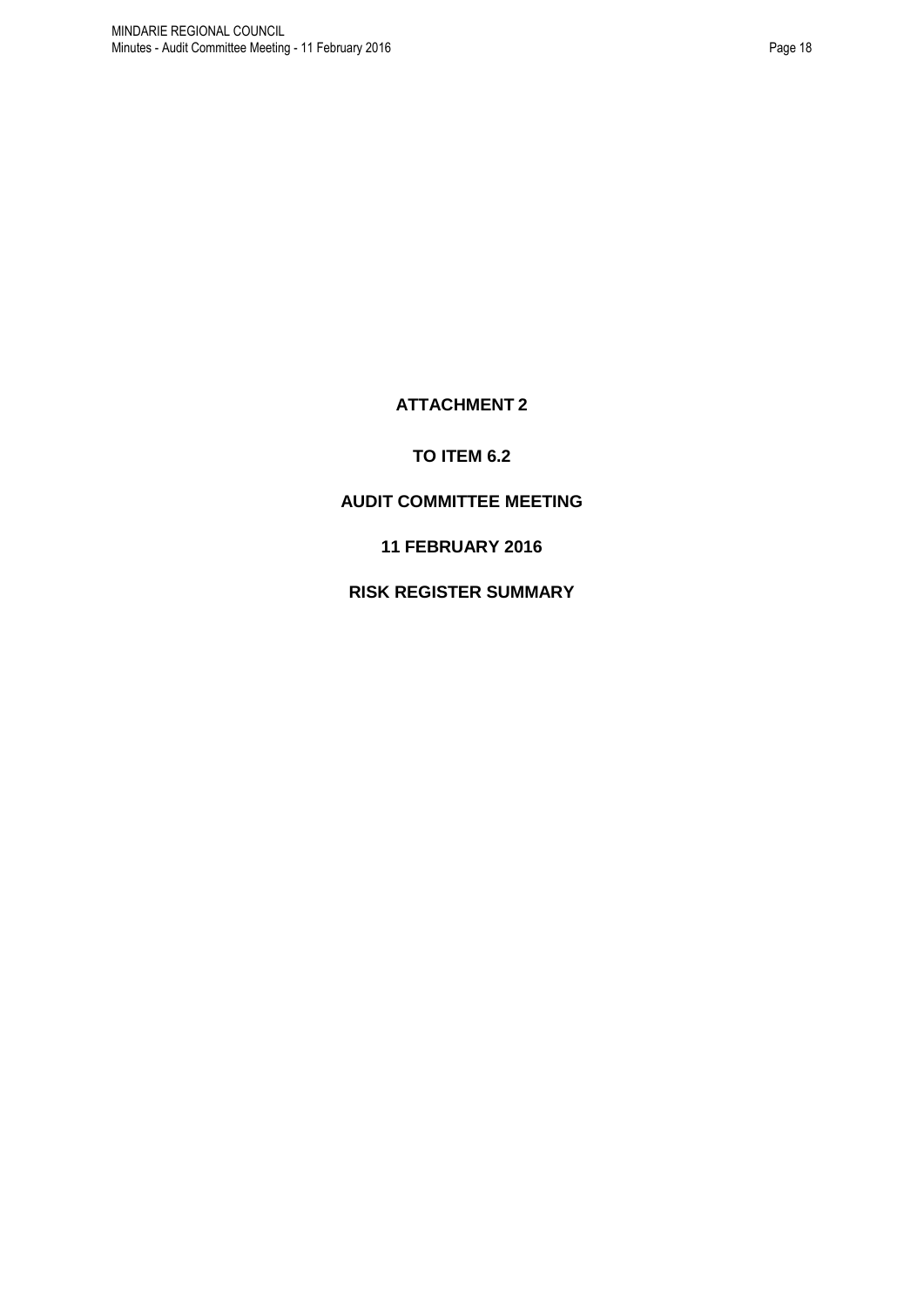**ATTACHMENT 2**

**TO ITEM 6.2**

**AUDIT COMMITTEE MEETING**

**11 FEBRUARY 2016**

**RISK REGISTER SUMMARY**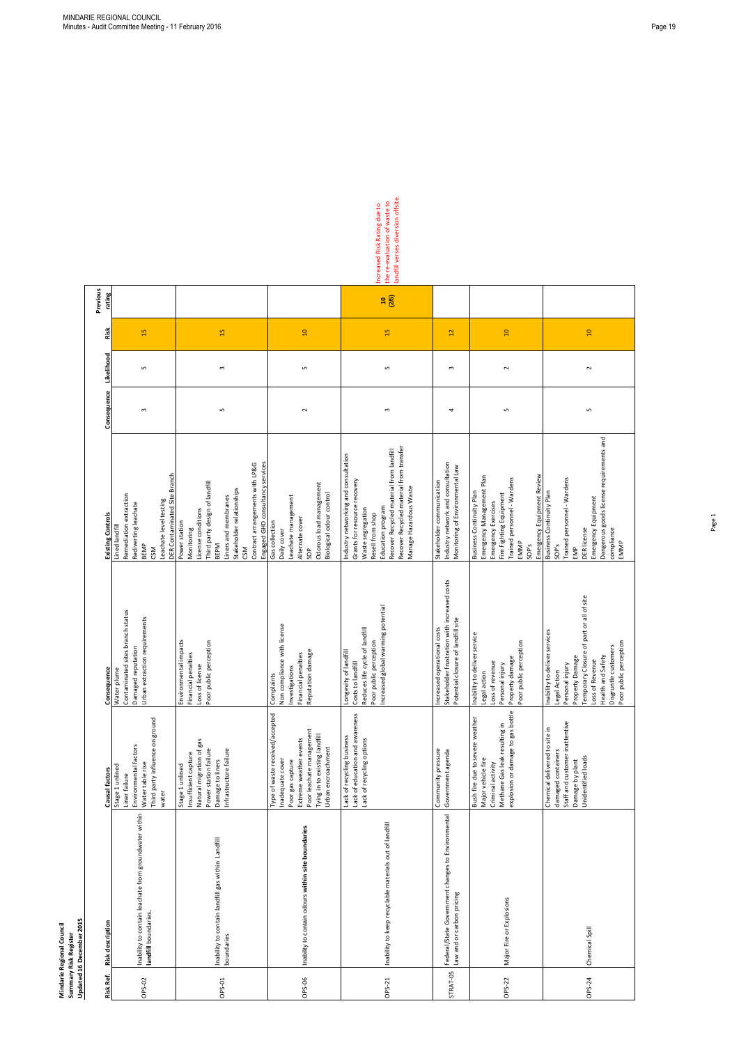**Mindarie Regional Council**
**Summary Risk Register**
**Updated 16 December 2015**

| Risk Ref. | Risk description | Causal factors | Consequence | Existing Controls | Consequence | Likelihood | Risk | Previous rating |
|---|---|---|---|---|---|---|---|---|
| OPS-02 | Inability to contain leachate from groundwater within **landfill** boundaries. | Stage 1 unlined<br>Liner failure<br>Environmental factors<br>Water table rise<br>Third party influence on ground water | Water plume<br>Contaminated sites branch status<br>Damaged reputation<br>Urban extraction requirements | Lined landfill<br>Remediation extraction<br>Rediverting leachate<br>BEMP<br>CSM<br>Leachate level testing<br>DER Contaminated Site Branch | 3 | 5 | 15 | |
| OPS-01 | Inability to contain landfill gas within Landfill boundaries | Stage 1 unlined<br>Insufficient capture<br>Natural migration of gas<br>Power station failure<br>Damage to liners<br>Infrastructure failure | Environmental impacts<br>Financial penalties<br>Loss of license<br>Poor public perception | Power station<br>Monitoring<br>License conditions<br>Third party design of landfill<br>BEPM<br>Liners and membranes<br>Stakeholder relationships<br>CSM<br>Contract arrangements with LP&G<br>Engaged GHD consultancy services | 5 | 3 | 15 | |
| OPS-06 | Inability to contain odours **within site boundaries** | Type of waste received/accepted<br>Inadequate cover<br>Poor gas capture<br>Extreme weather events<br>Poor leachate management<br>Tying in to existing landfill<br>Urban encroachment | Complaints<br>Non compliance with license<br>Investigations<br>Financial penalties<br>Reputation damage | Gas collection<br>Daily cover<br>Leachate management<br>Alternate cover<br>SOP<br>Odorous load management<br>Biological odour control | 2 | 5 | 10 | |
| OPS-21 | Inability to keep recyclable materials out of landfill | Lack of recycling business<br>Lack of education and awareness<br>Lack of recycling options | Longevity of landfill<br>Costs to landfill<br>Reduces life cycle of landfill<br>Poor public perception<br>Increased global warming potential | Industry networking and consultation<br>Grants for resource recovery<br>Waste segregation<br>Resell from shop<br>Education program<br>Recover Recycled material from landfill<br>Recover Recycled material from transfer<br>Manage Hazardous Waste | 3 | 5 | 15 | 10 (2/5) |
| STRAT-05 | Federal/State Government changes to Environmental law and or carbon pricing | Community pressure<br>Government agenda | Increased operational costs<br>Stakeholder frustration with increased costs<br>Potential closure of landfill site | Stakeholder communication<br>Industry network and consultation<br>Monitoring of Environmental Law | 4 | 3 | 12 | |
| OPS-22 | Major Fire or Explosions | Bush fire due to severe weather<br>Major vehicle fire<br>Criminal activity<br>Methane Gas leak resulting in explosion or damage to gas bottle | Inability to deliver service<br>Legal action<br>Loss of revenue<br>Personal injury<br>Property damage<br>Poor public perception | Business Continuity Plan<br>Emergency Management Plan<br>Emergency Exercises<br>Fire Fighting Equipment<br>Trained personnel - Wardens<br>EMMP<br>SOP's<br>Emergency Equipment Review | 5 | 2 | 10 | |
| OPS-24 | Chemical Spill | Chemical delivered to site in damaged containers<br>Staff and customer inattentive<br>Damage by plant<br>Unidentified loads | Inability to deliver services<br>Legal Action<br>Personal injury<br>Property Damage<br>Temporary Closure of part or all of site<br>Loss of Revenue<br>Health and Safety<br>Disgruntle customers<br>Poor public perception | Business Continuity Plan<br>SOP's<br>Trained personnel - Wardens<br>EMP<br>DER license<br>Emergency Equipment<br>Dangerous goods license requirements and compliance<br>EMMP | 5 | 2 | 10 | |

Increased Risk Rating due to the re-evaluation of waste to landfill verses diversion offsite.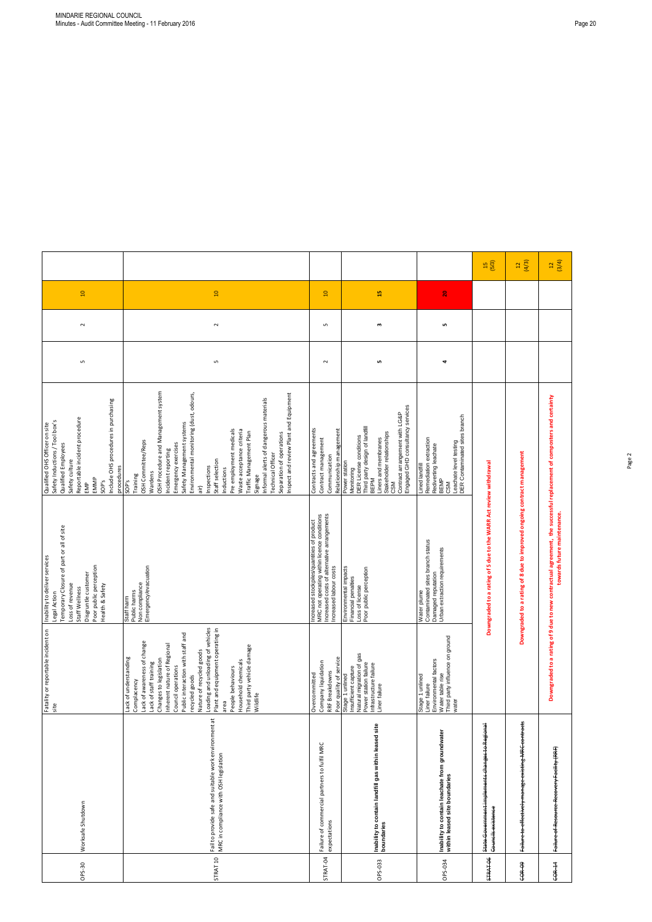| | | | | | | | | |
|---|---|---|---|---|---|---|---|---|
| OPS-30 | Worksafe Shutdown | Fatality or reportable incident on site | Inability to deliver services<br>Legal Action<br>Temporary Closure of part or all of site<br>Loss of revenue<br>Staff Wellness<br>Disgruntle customer<br>Poor public perception<br>Health & Safety | Qualified OHS Officer on site<br>Safety Inductions / Tool box's<br>Qualified Employees<br>Safety culture<br>Reportable incident procedure<br>EMP<br>EMMP<br>SOPs<br>Include OHS procedures in purchasing procedures | 5 | 2 | 10 | |
| STRAT 10 | Fail to provide safe and suitable work environment at MRC in compliance with OSH legislation | Lack of understanding<br>Complacency<br>Lack of awareness of change<br>Lack of staff training<br>Changes to legislation<br>Inherent nature of Regional Council operations<br>Public interaction with staff and recycled goods<br>Nature of recycled goods<br>Loading and unloading of vehicles<br>Plant and equipment operating in area<br>People behaviours<br>Household chemicals<br>Third party vehicle damage<br>Wildlife | Staff harm<br>Public harms<br>Non compliance<br>Emergency/evacuation | SOP's<br>Training<br>OSH Committee/Reps<br>Wardens<br>OSH Procedure and Management system<br>Incident reporting<br>Emergency exercises<br>Safety Management systems<br>Environmental monitoring (dust, odours, air)<br>Inspections<br>Staff selection<br>Inductions<br>Pre employment medicals<br>Waste acceptance criteria<br>Traffic Management Plan<br>Signage<br>Informal alerts of dangerous materials<br>Technical Officer<br>Separation of operations<br>Inspect and review Plant and Equipment | 5 | 2 | 10 | |
| STRAT-04 | Failure of commercial partners to fulfil MRC expectations | Overcommitted<br>Company liquidation<br>RRF Breakdowns<br>Poor quality of service | Increased stockpiles/quantities of product<br>MRC not operating within licence conditions<br>Increased costs of alternative arrangements<br>Increased labour costs | Contracts and agreements<br>Contract management<br>Communication<br>Relationship management | 2 | 5 | 10 | |
| OPS-033 | **Inability to contain landfill gas within leased site boundaries** | Stage 1 unlined<br>Insufficient capture<br>Natural migration of gas<br>Power station failure<br>Infrastructure failure<br>Liner failure | Environmental impacts<br>Financial penalties<br>Loss of license<br>Poor public perception | Power station<br>Monitoring<br>DER License conditions<br>Third party design of landfill<br>BEPM<br>Liners and membranes<br>Stakeholder relationships<br>CSM<br>Contract arrangement with LG&P<br>Engaged GHD consultancy services | **5** | **3** | **15** | |
| OPS-034 | **Inability to contain leachate from groundwater within leased site boundaries** | Stage 1 unlined<br>Liner failure<br>Environmental factors<br>Water table rise<br>Third party influence on ground water | Water plume<br>Contaminated sites branch status<br>Damaged reputation<br>Urban extraction requirements | Lined landfill<br>Remediation extraction<br>Redirecting leachate<br>BEMP<br>CSM<br>Leachate level testing<br>DER Contaminated sites branch | **4** | **5** | **20** | |
| ~~STRAT-06~~ | ~~State Government implements changes to Regional Councils existence~~ | **Downgraded to a rating of 5 due to the WARR Act review withdrawal** | | | | | | 15 (5/3) |
| ~~COR-09~~ | ~~Failure to effectively manage existing MRC contracts~~ | **Downgraded to a rating of 8 due to improved ongoing contract management** | | | | | | 12 (4/3) |
| ~~COR-14~~ | ~~Failure of Resource Recovery Facility (RRF)~~ | **Downgraded to a rating of 9 due to new contractual agreement, the successful replacement of composters and certainty towards future maintenance.** | | | | | | 12 (3/4) |